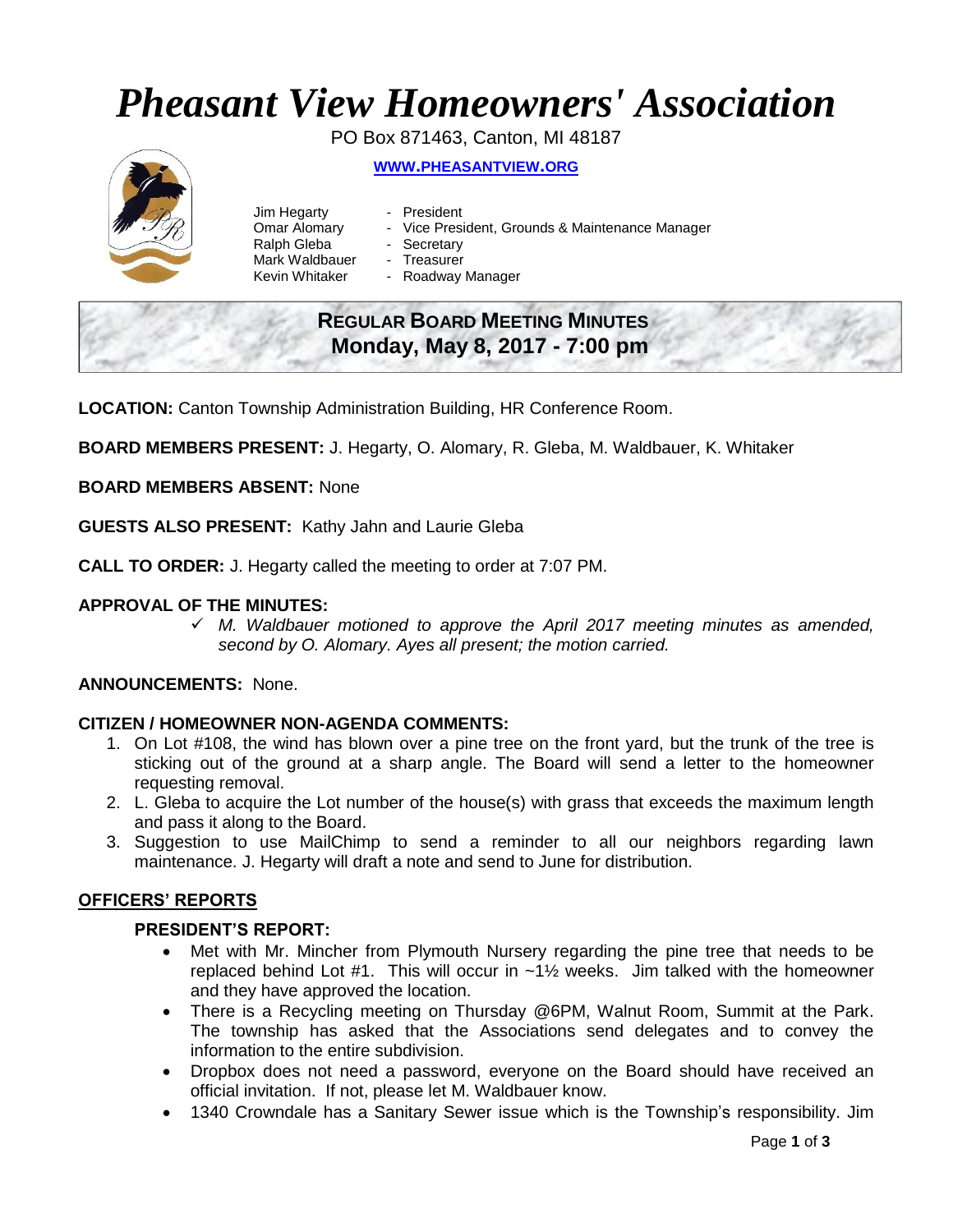# Pheasant View Homeowners' Association

PO Box 871463, Canton, MI 48187

**WWW.PHEASANTVIEW.ORG**

Jim Hegarty - President
Omar Alomary - Vice President, Grounds & Maintenance Manager
Ralph Gleba - Secretary
Mark Waldbauer - Treasurer
Kevin Whitaker - Roadway Manager

## REGULAR BOARD MEETING MINUTES
## Monday, May 8, 2017 - 7:00 pm

**LOCATION:** Canton Township Administration Building, HR Conference Room.

**BOARD MEMBERS PRESENT:** J. Hegarty, O. Alomary, R. Gleba, M. Waldbauer, K. Whitaker

**BOARD MEMBERS ABSENT:** None

**GUESTS ALSO PRESENT:** Kathy Jahn and Laurie Gleba

**CALL TO ORDER:** J. Hegarty called the meeting to order at 7:07 PM.

**APPROVAL OF THE MINUTES:**

- ✓ *M. Waldbauer motioned to approve the April 2017 meeting minutes as amended, second by O. Alomary. Ayes all present; the motion carried.*

**ANNOUNCEMENTS:** None.

**CITIZEN / HOMEOWNER NON-AGENDA COMMENTS:**

1. On Lot #108, the wind has blown over a pine tree on the front yard, but the trunk of the tree is sticking out of the ground at a sharp angle. The Board will send a letter to the homeowner requesting removal.
2. L. Gleba to acquire the Lot number of the house(s) with grass that exceeds the maximum length and pass it along to the Board.
3. Suggestion to use MailChimp to send a reminder to all our neighbors regarding lawn maintenance. J. Hegarty will draft a note and send to June for distribution.

**OFFICERS' REPORTS**

**PRESIDENT'S REPORT:**

- Met with Mr. Mincher from Plymouth Nursery regarding the pine tree that needs to be replaced behind Lot #1. This will occur in ~1½ weeks. Jim talked with the homeowner and they have approved the location.
- There is a Recycling meeting on Thursday @6PM, Walnut Room, Summit at the Park. The township has asked that the Associations send delegates and to convey the information to the entire subdivision.
- Dropbox does not need a password, everyone on the Board should have received an official invitation. If not, please let M. Waldbauer know.
- 1340 Crowndale has a Sanitary Sewer issue which is the Township's responsibility. Jim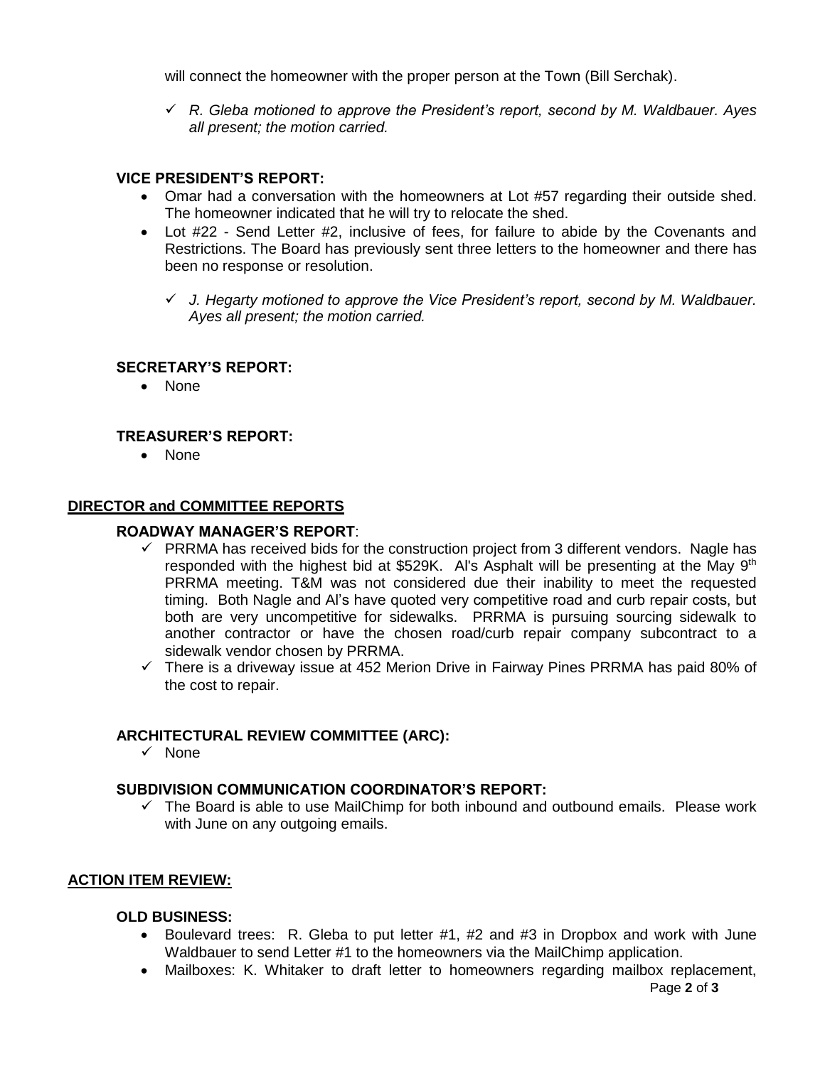will connect the homeowner with the proper person at the Town (Bill Serchak).

- ✓ *R. Gleba motioned to approve the President's report, second by M. Waldbauer. Ayes all present; the motion carried.*

### VICE PRESIDENT'S REPORT:

- Omar had a conversation with the homeowners at Lot #57 regarding their outside shed. The homeowner indicated that he will try to relocate the shed.
- Lot #22 - Send Letter #2, inclusive of fees, for failure to abide by the Covenants and Restrictions. The Board has previously sent three letters to the homeowner and there has been no response or resolution.
  - ✓ *J. Hegarty motioned to approve the Vice President's report, second by M. Waldbauer. Ayes all present; the motion carried.*

### SECRETARY'S REPORT:

- None

### TREASURER'S REPORT:

- None

## DIRECTOR and COMMITTEE REPORTS

### ROADWAY MANAGER'S REPORT:

- ✓ PRRMA has received bids for the construction project from 3 different vendors. Nagle has responded with the highest bid at $529K. Al's Asphalt will be presenting at the May 9th PRRMA meeting. T&M was not considered due their inability to meet the requested timing. Both Nagle and Al's have quoted very competitive road and curb repair costs, but both are very uncompetitive for sidewalks. PRRMA is pursuing sourcing sidewalk to another contractor or have the chosen road/curb repair company subcontract to a sidewalk vendor chosen by PRRMA.
- ✓ There is a driveway issue at 452 Merion Drive in Fairway Pines PRRMA has paid 80% of the cost to repair.

### ARCHITECTURAL REVIEW COMMITTEE (ARC):

- ✓ None

### SUBDIVISION COMMUNICATION COORDINATOR'S REPORT:

- ✓ The Board is able to use MailChimp for both inbound and outbound emails. Please work with June on any outgoing emails.

## ACTION ITEM REVIEW:

### OLD BUSINESS:

- Boulevard trees: R. Gleba to put letter #1, #2 and #3 in Dropbox and work with June Waldbauer to send Letter #1 to the homeowners via the MailChimp application.
- Mailboxes: K. Whitaker to draft letter to homeowners regarding mailbox replacement,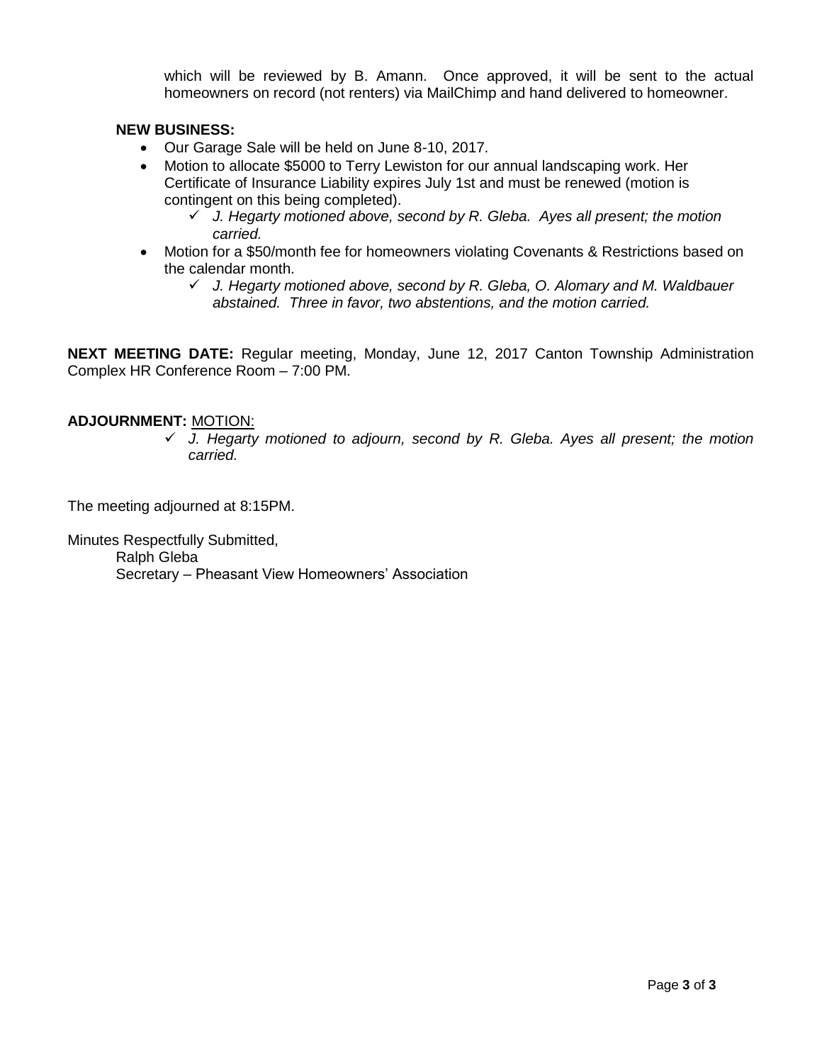which will be reviewed by B. Amann. Once approved, it will be sent to the actual homeowners on record (not renters) via MailChimp and hand delivered to homeowner.

**NEW BUSINESS:**

- Our Garage Sale will be held on June 8-10, 2017.
- Motion to allocate $5000 to Terry Lewiston for our annual landscaping work. Her Certificate of Insurance Liability expires July 1st and must be renewed (motion is contingent on this being completed).
  - ✓ *J. Hegarty motioned above, second by R. Gleba. Ayes all present; the motion carried.*
- Motion for a $50/month fee for homeowners violating Covenants & Restrictions based on the calendar month.
  - ✓ *J. Hegarty motioned above, second by R. Gleba, O. Alomary and M. Waldbauer abstained. Three in favor, two abstentions, and the motion carried.*

**NEXT MEETING DATE:** Regular meeting, Monday, June 12, 2017 Canton Township Administration Complex HR Conference Room – 7:00 PM.

**ADJOURNMENT:** MOTION:

- ✓ *J. Hegarty motioned to adjourn, second by R. Gleba. Ayes all present; the motion carried.*

The meeting adjourned at 8:15PM.

Minutes Respectfully Submitted,
Ralph Gleba
Secretary – Pheasant View Homeowners' Association